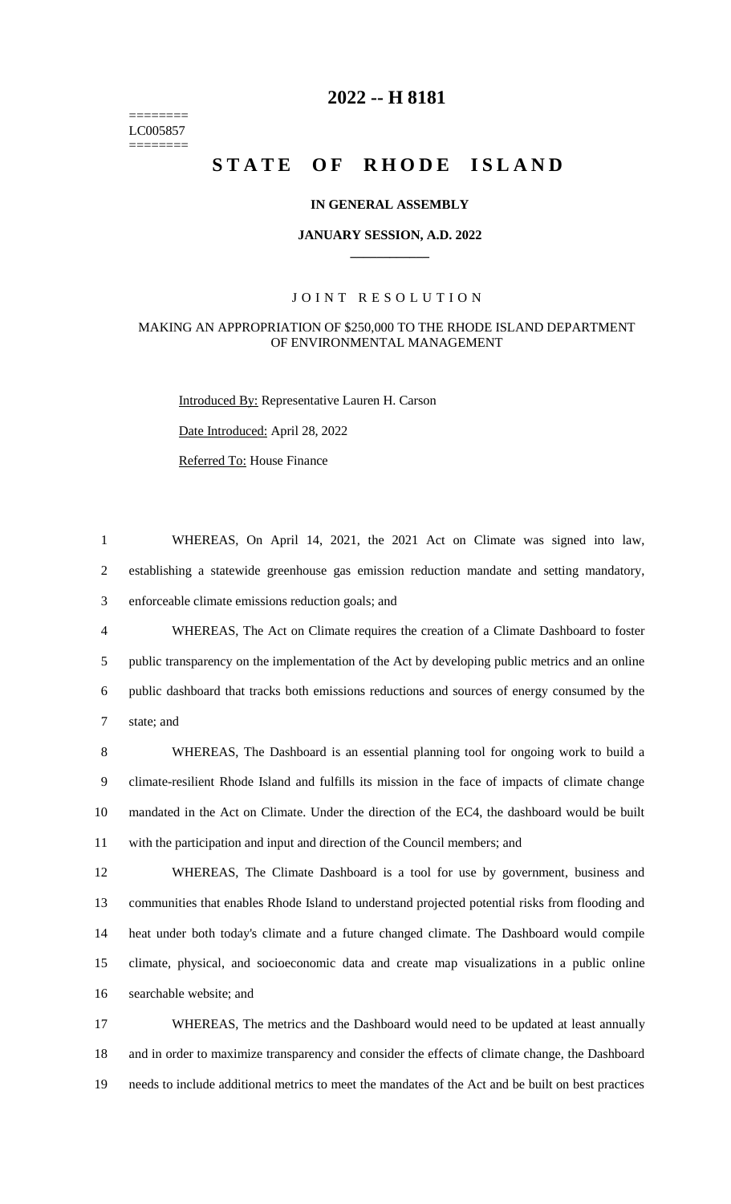========
LC005857
========

# 2022 -- H 8181

# STATE OF RHODE ISLAND

**IN GENERAL ASSEMBLY**

**JANUARY SESSION, A.D. 2022**

JOINT RESOLUTION

MAKING AN APPROPRIATION OF $250,000 TO THE RHODE ISLAND DEPARTMENT OF ENVIRONMENTAL MANAGEMENT

Introduced By: Representative Lauren H. Carson

Date Introduced: April 28, 2022

Referred To: House Finance

WHEREAS, On April 14, 2021, the 2021 Act on Climate was signed into law, establishing a statewide greenhouse gas emission reduction mandate and setting mandatory, enforceable climate emissions reduction goals; and

WHEREAS, The Act on Climate requires the creation of a Climate Dashboard to foster public transparency on the implementation of the Act by developing public metrics and an online public dashboard that tracks both emissions reductions and sources of energy consumed by the state; and

WHEREAS, The Dashboard is an essential planning tool for ongoing work to build a climate-resilient Rhode Island and fulfills its mission in the face of impacts of climate change mandated in the Act on Climate. Under the direction of the EC4, the dashboard would be built with the participation and input and direction of the Council members; and

WHEREAS, The Climate Dashboard is a tool for use by government, business and communities that enables Rhode Island to understand projected potential risks from flooding and heat under both today's climate and a future changed climate. The Dashboard would compile climate, physical, and socioeconomic data and create map visualizations in a public online searchable website; and

WHEREAS, The metrics and the Dashboard would need to be updated at least annually and in order to maximize transparency and consider the effects of climate change, the Dashboard needs to include additional metrics to meet the mandates of the Act and be built on best practices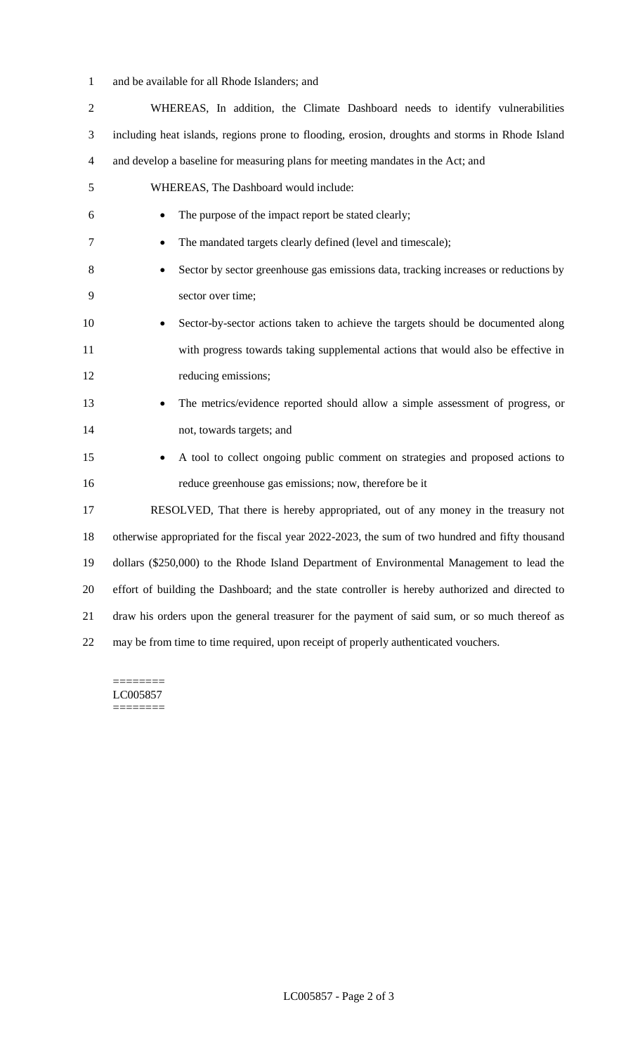and be available for all Rhode Islanders; and

WHEREAS, In addition, the Climate Dashboard needs to identify vulnerabilities including heat islands, regions prone to flooding, erosion, droughts and storms in Rhode Island and develop a baseline for measuring plans for meeting mandates in the Act; and

WHEREAS, The Dashboard would include:

- The purpose of the impact report be stated clearly;
- The mandated targets clearly defined (level and timescale);
- Sector by sector greenhouse gas emissions data, tracking increases or reductions by sector over time;
- Sector-by-sector actions taken to achieve the targets should be documented along with progress towards taking supplemental actions that would also be effective in reducing emissions;
- The metrics/evidence reported should allow a simple assessment of progress, or not, towards targets; and
- A tool to collect ongoing public comment on strategies and proposed actions to reduce greenhouse gas emissions; now, therefore be it

RESOLVED, That there is hereby appropriated, out of any money in the treasury not otherwise appropriated for the fiscal year 2022-2023, the sum of two hundred and fifty thousand dollars ($250,000) to the Rhode Island Department of Environmental Management to lead the effort of building the Dashboard; and the state controller is hereby authorized and directed to draw his orders upon the general treasurer for the payment of said sum, or so much thereof as may be from time to time required, upon receipt of properly authenticated vouchers.

========
LC005857
========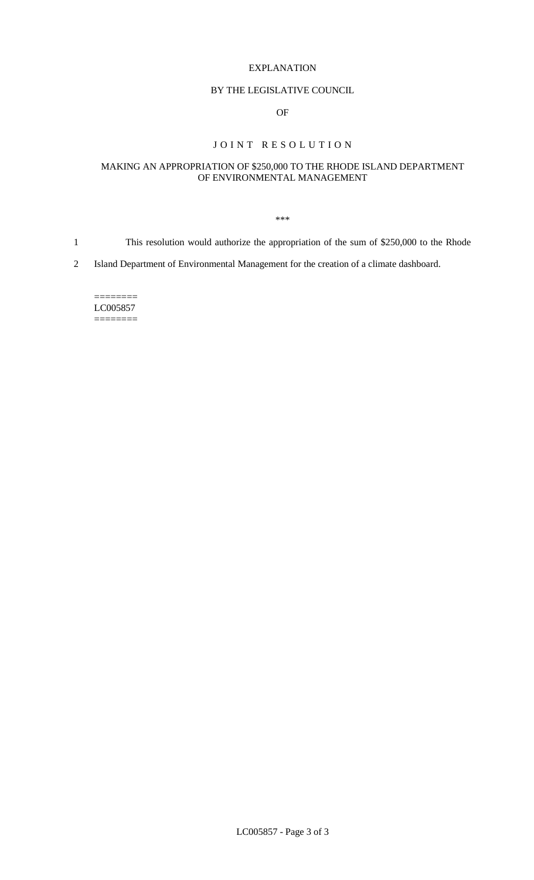EXPLANATION

BY THE LEGISLATIVE COUNCIL

OF

# JOINT RESOLUTION

MAKING AN APPROPRIATION OF $250,000 TO THE RHODE ISLAND DEPARTMENT OF ENVIRONMENTAL MANAGEMENT

***

1 This resolution would authorize the appropriation of the sum of $250,000 to the Rhode
2 Island Department of Environmental Management for the creation of a climate dashboard.

========
LC005857
========